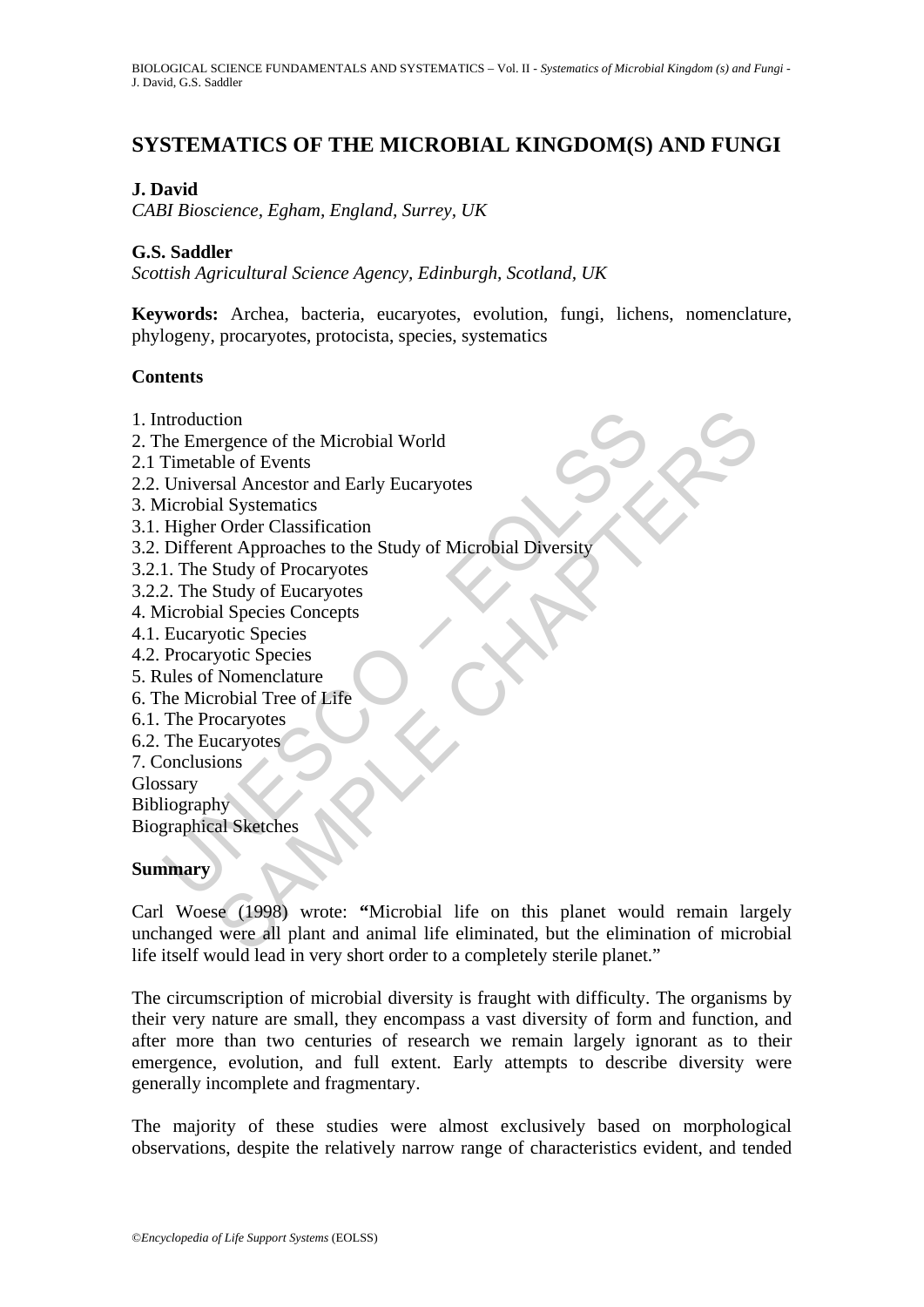# SYSTEMATICS OF THE MICROBIAL KINGDOM(S) AND FUNGI

**J. David**
*CABI Bioscience, Egham, England, Surrey, UK*

**G.S. Saddler**
*Scottish Agricultural Science Agency, Edinburgh, Scotland, UK*

**Keywords:** Archea, bacteria, eucaryotes, evolution, fungi, lichens, nomenclature, phylogeny, procaryotes, protocista, species, systematics

## Contents

1. Introduction
2. The Emergence of the Microbial World
2.1 Timetable of Events
2.2. Universal Ancestor and Early Eucaryotes
3. Microbial Systematics
3.1. Higher Order Classification
3.2. Different Approaches to the Study of Microbial Diversity
3.2.1. The Study of Procaryotes
3.2.2. The Study of Eucaryotes
4. Microbial Species Concepts
4.1. Eucaryotic Species
4.2. Procaryotic Species
5. Rules of Nomenclature
6. The Microbial Tree of Life
6.1. The Procaryotes
6.2. The Eucaryotes
7. Conclusions
Glossary
Bibliography
Biographical Sketches

## Summary

Carl Woese (1998) wrote: **"**Microbial life on this planet would remain largely unchanged were all plant and animal life eliminated, but the elimination of microbial life itself would lead in very short order to a completely sterile planet."

The circumscription of microbial diversity is fraught with difficulty. The organisms by their very nature are small, they encompass a vast diversity of form and function, and after more than two centuries of research we remain largely ignorant as to their emergence, evolution, and full extent. Early attempts to describe diversity were generally incomplete and fragmentary.

The majority of these studies were almost exclusively based on morphological observations, despite the relatively narrow range of characteristics evident, and tended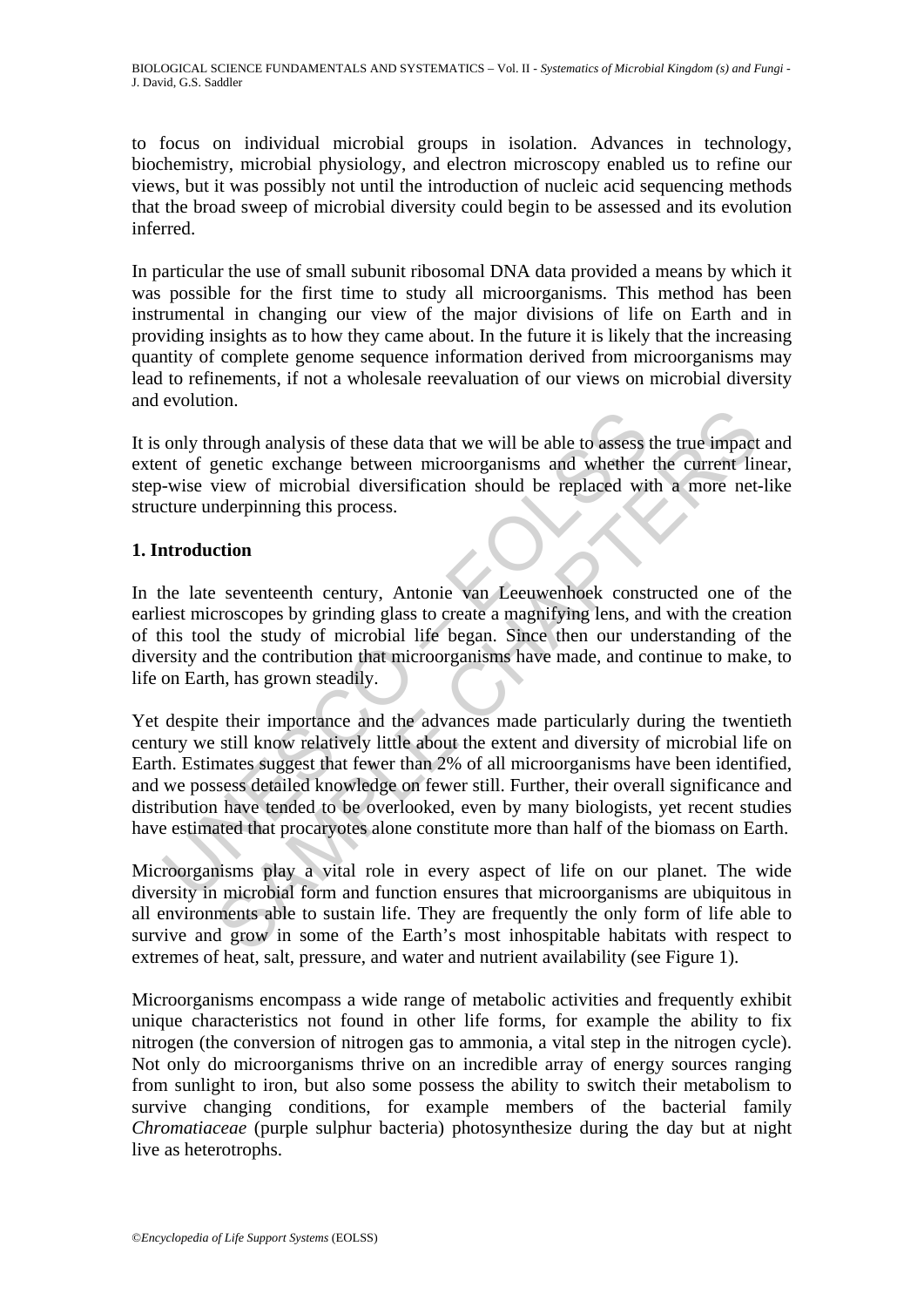to focus on individual microbial groups in isolation. Advances in technology, biochemistry, microbial physiology, and electron microscopy enabled us to refine our views, but it was possibly not until the introduction of nucleic acid sequencing methods that the broad sweep of microbial diversity could begin to be assessed and its evolution inferred.

In particular the use of small subunit ribosomal DNA data provided a means by which it was possible for the first time to study all microorganisms. This method has been instrumental in changing our view of the major divisions of life on Earth and in providing insights as to how they came about. In the future it is likely that the increasing quantity of complete genome sequence information derived from microorganisms may lead to refinements, if not a wholesale reevaluation of our views on microbial diversity and evolution.

It is only through analysis of these data that we will be able to assess the true impact and extent of genetic exchange between microorganisms and whether the current linear, step-wise view of microbial diversification should be replaced with a more net-like structure underpinning this process.

## 1. Introduction

In the late seventeenth century, Antonie van Leeuwenhoek constructed one of the earliest microscopes by grinding glass to create a magnifying lens, and with the creation of this tool the study of microbial life began. Since then our understanding of the diversity and the contribution that microorganisms have made, and continue to make, to life on Earth, has grown steadily.

Yet despite their importance and the advances made particularly during the twentieth century we still know relatively little about the extent and diversity of microbial life on Earth. Estimates suggest that fewer than 2% of all microorganisms have been identified, and we possess detailed knowledge on fewer still. Further, their overall significance and distribution have tended to be overlooked, even by many biologists, yet recent studies have estimated that procaryotes alone constitute more than half of the biomass on Earth.

Microorganisms play a vital role in every aspect of life on our planet. The wide diversity in microbial form and function ensures that microorganisms are ubiquitous in all environments able to sustain life. They are frequently the only form of life able to survive and grow in some of the Earth's most inhospitable habitats with respect to extremes of heat, salt, pressure, and water and nutrient availability (see Figure 1).

Microorganisms encompass a wide range of metabolic activities and frequently exhibit unique characteristics not found in other life forms, for example the ability to fix nitrogen (the conversion of nitrogen gas to ammonia, a vital step in the nitrogen cycle). Not only do microorganisms thrive on an incredible array of energy sources ranging from sunlight to iron, but also some possess the ability to switch their metabolism to survive changing conditions, for example members of the bacterial family *Chromatiaceae* (purple sulphur bacteria) photosynthesize during the day but at night live as heterotrophs.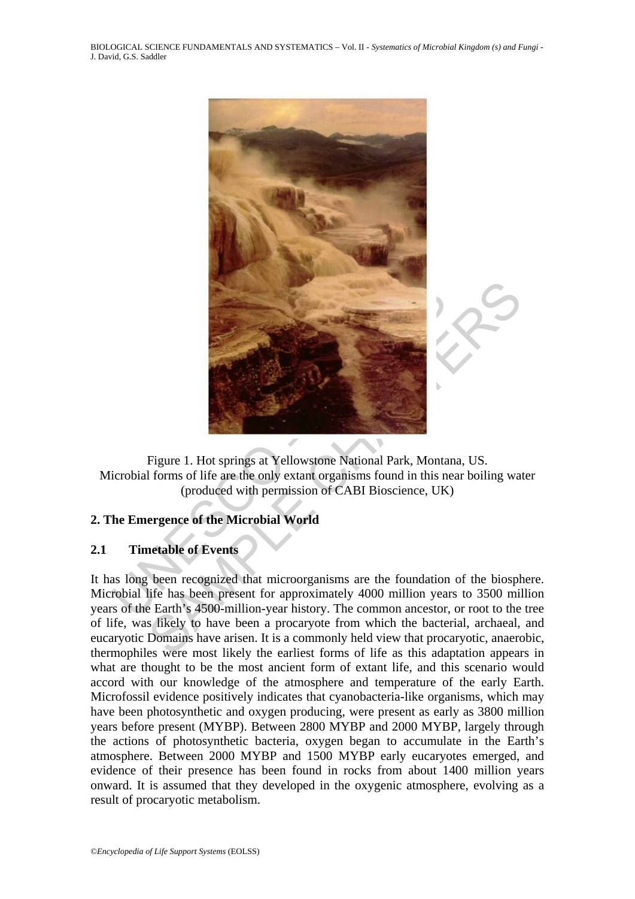Figure 1. Hot springs at Yellowstone National Park, Montana, US. Microbial forms of life are the only extant organisms found in this near boiling water (produced with permission of CABI Bioscience, UK)

## 2. The Emergence of the Microbial World

### 2.1 Timetable of Events

It has long been recognized that microorganisms are the foundation of the biosphere. Microbial life has been present for approximately 4000 million years to 3500 million years of the Earth's 4500-million-year history. The common ancestor, or root to the tree of life, was likely to have been a procaryote from which the bacterial, archaeal, and eucaryotic Domains have arisen. It is a commonly held view that procaryotic, anaerobic, thermophiles were most likely the earliest forms of life as this adaptation appears in what are thought to be the most ancient form of extant life, and this scenario would accord with our knowledge of the atmosphere and temperature of the early Earth. Microfossil evidence positively indicates that cyanobacteria-like organisms, which may have been photosynthetic and oxygen producing, were present as early as 3800 million years before present (MYBP). Between 2800 MYBP and 2000 MYBP, largely through the actions of photosynthetic bacteria, oxygen began to accumulate in the Earth's atmosphere. Between 2000 MYBP and 1500 MYBP early eucaryotes emerged, and evidence of their presence has been found in rocks from about 1400 million years onward. It is assumed that they developed in the oxygenic atmosphere, evolving as a result of procaryotic metabolism.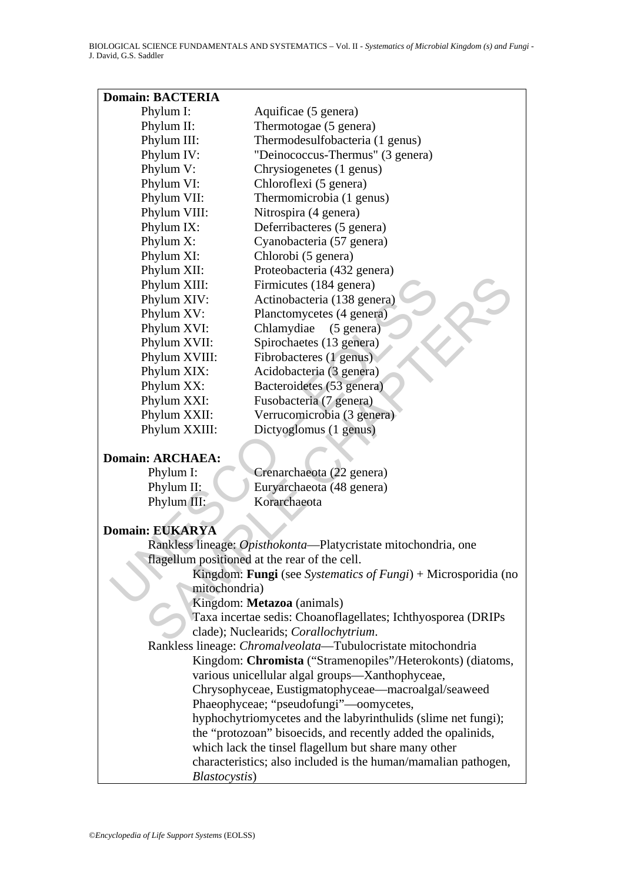**Domain: BACTERIA**

| | |
|---|---|
| Phylum I: | Aquificae (5 genera) |
| Phylum II: | Thermotogae (5 genera) |
| Phylum III: | Thermodesulfobacteria (1 genus) |
| Phylum IV: | "Deinococcus-Thermus" (3 genera) |
| Phylum V: | Chrysiogenetes (1 genus) |
| Phylum VI: | Chloroflexi (5 genera) |
| Phylum VII: | Thermomicrobia (1 genus) |
| Phylum VIII: | Nitrospira (4 genera) |
| Phylum IX: | Deferribacteres (5 genera) |
| Phylum X: | Cyanobacteria (57 genera) |
| Phylum XI: | Chlorobi (5 genera) |
| Phylum XII: | Proteobacteria (432 genera) |
| Phylum XIII: | Firmicutes (184 genera) |
| Phylum XIV: | Actinobacteria (138 genera) |
| Phylum XV: | Planctomycetes (4 genera) |
| Phylum XVI: | Chlamydiae (5 genera) |
| Phylum XVII: | Spirochaetes (13 genera) |
| Phylum XVIII: | Fibrobacteres (1 genus) |
| Phylum XIX: | Acidobacteria (3 genera) |
| Phylum XX: | Bacteroidetes (53 genera) |
| Phylum XXI: | Fusobacteria (7 genera) |
| Phylum XXII: | Verrucomicrobia (3 genera) |
| Phylum XXIII: | Dictyoglomus (1 genus) |

**Domain: ARCHAEA:**

| | |
|---|---|
| Phylum I: | Crenarchaeota (22 genera) |
| Phylum II: | Euryarchaeota (48 genera) |
| Phylum III: | Korarchaeota |

**Domain: EUKARYA**

Rankless lineage: *Opisthokonta*—Platycristate mitochondria, one flagellum positioned at the rear of the cell.

- Kingdom: **Fungi** (see *Systematics of Fungi*) + Microsporidia (no mitochondria)
- Kingdom: **Metazoa** (animals)
- Taxa incertae sedis: Choanoflagellates; Ichthyosporea (DRIPs clade); Nuclearids; *Corallochytrium*.

Rankless lineage: *Chromalveolata*—Tubulocristate mitochondria

- Kingdom: **Chromista** ("Stramenopiles"/Heterokonts) (diatoms, various unicellular algal groups—Xanthophyceae, Chrysophyceae, Eustigmatophyceae—macroalgal/seaweed Phaeophyceae; "pseudofungi"—oomycetes, hyphochytriomycetes and the labyrinthulids (slime net fungi); the "protozoan" bisoecids, and recently added the opalinids, which lack the tinsel flagellum but share many other characteristics; also included is the human/mamalian pathogen, *Blastocystis*)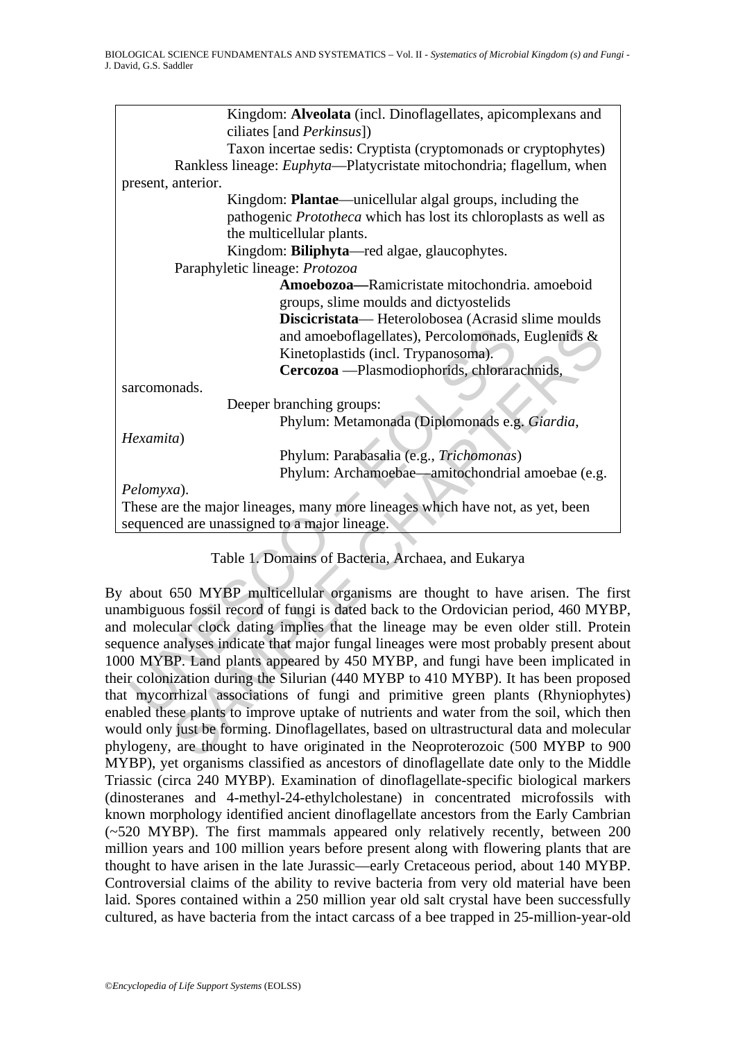Kingdom: **Alveolata** (incl. Dinoflagellates, apicomplexans and ciliates [and *Perkinsus*])

Taxon incertae sedis: Cryptista (cryptomonads or cryptophytes)

Rankless lineage: *Euphyta*—Platycristate mitochondria; flagellum, when present, anterior.

Kingdom: **Plantae**—unicellular algal groups, including the pathogenic *Prototheca* which has lost its chloroplasts as well as the multicellular plants.

Kingdom: **Biliphyta**—red algae, glaucophytes.

Paraphyletic lineage: *Protozoa*

**Amoebozoa—**Ramicristate mitochondria. amoeboid groups, slime moulds and dictyostelids

**Discicristata**— Heterolobosea (Acrasid slime moulds and amoeboflagellates), Percolomonads, Euglenids & Kinetoplastids (incl. Trypanosoma).

**Cercozoa** —Plasmodiophorids, chlorarachnids, sarcomonads.

Deeper branching groups:

Phylum: Metamonada (Diplomonads e.g. *Giardia*, *Hexamita*)

Phylum: Parabasalia (e.g., *Trichomonas*)

Phylum: Archamoebae—amitochondrial amoebae (e.g. *Pelomyxa*).

These are the major lineages, many more lineages which have not, as yet, been sequenced are unassigned to a major lineage.

Table 1. Domains of Bacteria, Archaea, and Eukarya

By about 650 MYBP multicellular organisms are thought to have arisen. The first unambiguous fossil record of fungi is dated back to the Ordovician period, 460 MYBP, and molecular clock dating implies that the lineage may be even older still. Protein sequence analyses indicate that major fungal lineages were most probably present about 1000 MYBP. Land plants appeared by 450 MYBP, and fungi have been implicated in their colonization during the Silurian (440 MYBP to 410 MYBP). It has been proposed that mycorrhizal associations of fungi and primitive green plants (Rhyniophytes) enabled these plants to improve uptake of nutrients and water from the soil, which then would only just be forming. Dinoflagellates, based on ultrastructural data and molecular phylogeny, are thought to have originated in the Neoproterozoic (500 MYBP to 900 MYBP), yet organisms classified as ancestors of dinoflagellate date only to the Middle Triassic (circa 240 MYBP). Examination of dinoflagellate-specific biological markers (dinosteranes and 4-methyl-24-ethylcholestane) in concentrated microfossils with known morphology identified ancient dinoflagellate ancestors from the Early Cambrian (~520 MYBP). The first mammals appeared only relatively recently, between 200 million years and 100 million years before present along with flowering plants that are thought to have arisen in the late Jurassic—early Cretaceous period, about 140 MYBP. Controversial claims of the ability to revive bacteria from very old material have been laid. Spores contained within a 250 million year old salt crystal have been successfully cultured, as have bacteria from the intact carcass of a bee trapped in 25-million-year-old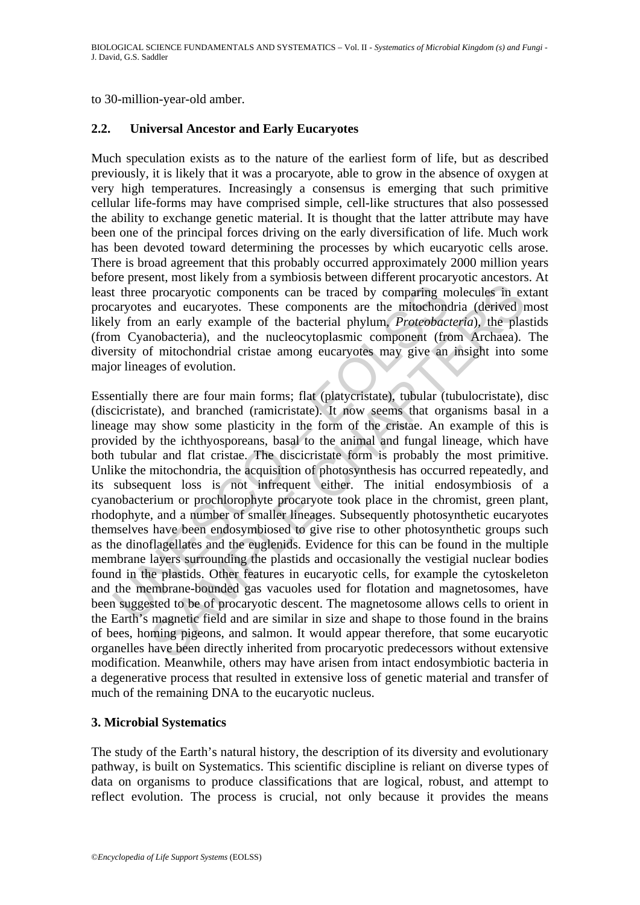to 30-million-year-old amber.

## 2.2. Universal Ancestor and Early Eucaryotes

Much speculation exists as to the nature of the earliest form of life, but as described previously, it is likely that it was a procaryote, able to grow in the absence of oxygen at very high temperatures. Increasingly a consensus is emerging that such primitive cellular life-forms may have comprised simple, cell-like structures that also possessed the ability to exchange genetic material. It is thought that the latter attribute may have been one of the principal forces driving on the early diversification of life. Much work has been devoted toward determining the processes by which eucaryotic cells arose. There is broad agreement that this probably occurred approximately 2000 million years before present, most likely from a symbiosis between different procaryotic ancestors. At least three procaryotic components can be traced by comparing molecules in extant procaryotes and eucaryotes. These components are the mitochondria (derived most likely from an early example of the bacterial phylum, *Proteobacteria*), the plastids (from Cyanobacteria), and the nucleocytoplasmic component (from Archaea). The diversity of mitochondrial cristae among eucaryotes may give an insight into some major lineages of evolution.

Essentially there are four main forms; flat (platycristate), tubular (tubulocristate), disc (discicristate), and branched (ramicristate). It now seems that organisms basal in a lineage may show some plasticity in the form of the cristae. An example of this is provided by the ichthyosporeans, basal to the animal and fungal lineage, which have both tubular and flat cristae. The discicristate form is probably the most primitive. Unlike the mitochondria, the acquisition of photosynthesis has occurred repeatedly, and its subsequent loss is not infrequent either. The initial endosymbiosis of a cyanobacterium or prochlorophyte procaryote took place in the chromist, green plant, rhodophyte, and a number of smaller lineages. Subsequently photosynthetic eucaryotes themselves have been endosymbiosed to give rise to other photosynthetic groups such as the dinoflagellates and the euglenids. Evidence for this can be found in the multiple membrane layers surrounding the plastids and occasionally the vestigial nuclear bodies found in the plastids. Other features in eucaryotic cells, for example the cytoskeleton and the membrane-bounded gas vacuoles used for flotation and magnetosomes, have been suggested to be of procaryotic descent. The magnetosome allows cells to orient in the Earth's magnetic field and are similar in size and shape to those found in the brains of bees, homing pigeons, and salmon. It would appear therefore, that some eucaryotic organelles have been directly inherited from procaryotic predecessors without extensive modification. Meanwhile, others may have arisen from intact endosymbiotic bacteria in a degenerative process that resulted in extensive loss of genetic material and transfer of much of the remaining DNA to the eucaryotic nucleus.

## 3. Microbial Systematics

The study of the Earth's natural history, the description of its diversity and evolutionary pathway, is built on Systematics. This scientific discipline is reliant on diverse types of data on organisms to produce classifications that are logical, robust, and attempt to reflect evolution. The process is crucial, not only because it provides the means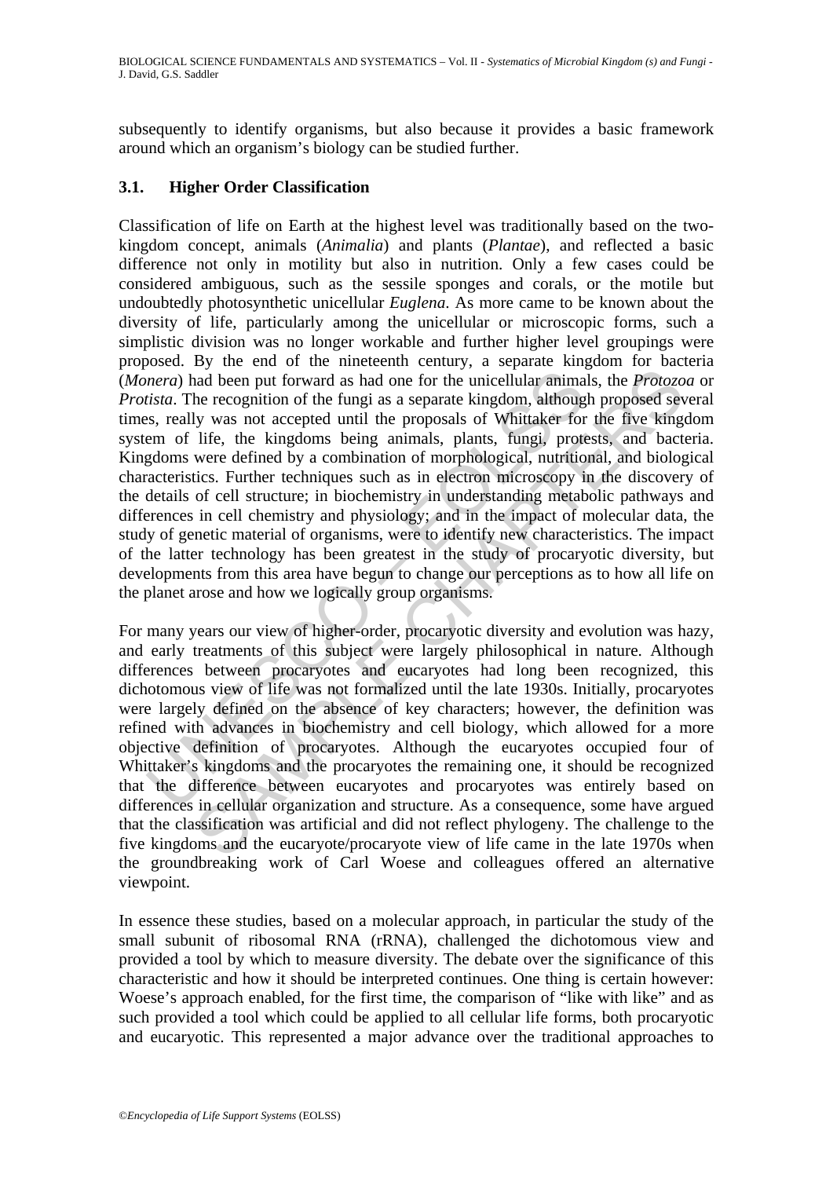subsequently to identify organisms, but also because it provides a basic framework around which an organism's biology can be studied further.

### 3.1. Higher Order Classification

Classification of life on Earth at the highest level was traditionally based on the two-kingdom concept, animals (*Animalia*) and plants (*Plantae*), and reflected a basic difference not only in motility but also in nutrition. Only a few cases could be considered ambiguous, such as the sessile sponges and corals, or the motile but undoubtedly photosynthetic unicellular *Euglena*. As more came to be known about the diversity of life, particularly among the unicellular or microscopic forms, such a simplistic division was no longer workable and further higher level groupings were proposed. By the end of the nineteenth century, a separate kingdom for bacteria (*Monera*) had been put forward as had one for the unicellular animals, the *Protozoa* or *Protista*. The recognition of the fungi as a separate kingdom, although proposed several times, really was not accepted until the proposals of Whittaker for the five kingdom system of life, the kingdoms being animals, plants, fungi, protests, and bacteria. Kingdoms were defined by a combination of morphological, nutritional, and biological characteristics. Further techniques such as in electron microscopy in the discovery of the details of cell structure; in biochemistry in understanding metabolic pathways and differences in cell chemistry and physiology; and in the impact of molecular data, the study of genetic material of organisms, were to identify new characteristics. The impact of the latter technology has been greatest in the study of procaryotic diversity, but developments from this area have begun to change our perceptions as to how all life on the planet arose and how we logically group organisms.

For many years our view of higher-order, procaryotic diversity and evolution was hazy, and early treatments of this subject were largely philosophical in nature. Although differences between procaryotes and eucaryotes had long been recognized, this dichotomous view of life was not formalized until the late 1930s. Initially, procaryotes were largely defined on the absence of key characters; however, the definition was refined with advances in biochemistry and cell biology, which allowed for a more objective definition of procaryotes. Although the eucaryotes occupied four of Whittaker's kingdoms and the procaryotes the remaining one, it should be recognized that the difference between eucaryotes and procaryotes was entirely based on differences in cellular organization and structure. As a consequence, some have argued that the classification was artificial and did not reflect phylogeny. The challenge to the five kingdoms and the eucaryote/procaryote view of life came in the late 1970s when the groundbreaking work of Carl Woese and colleagues offered an alternative viewpoint.

In essence these studies, based on a molecular approach, in particular the study of the small subunit of ribosomal RNA (rRNA), challenged the dichotomous view and provided a tool by which to measure diversity. The debate over the significance of this characteristic and how it should be interpreted continues. One thing is certain however: Woese's approach enabled, for the first time, the comparison of "like with like" and as such provided a tool which could be applied to all cellular life forms, both procaryotic and eucaryotic. This represented a major advance over the traditional approaches to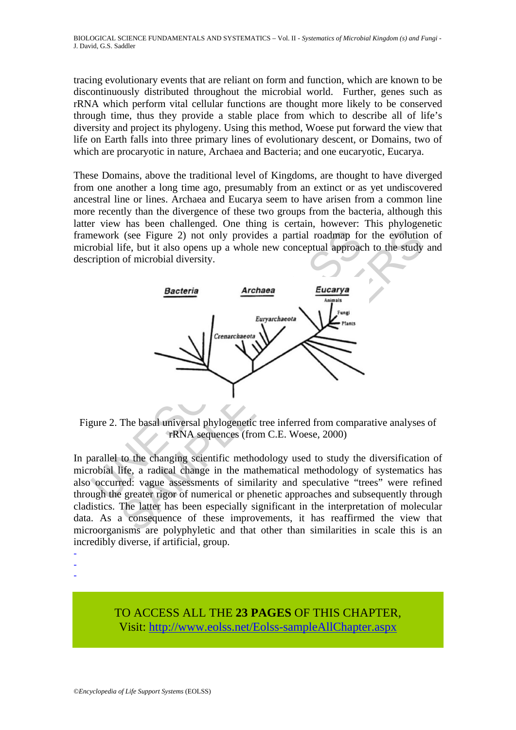tracing evolutionary events that are reliant on form and function, which are known to be discontinuously distributed throughout the microbial world. Further, genes such as rRNA which perform vital cellular functions are thought more likely to be conserved through time, thus they provide a stable place from which to describe all of life's diversity and project its phylogeny. Using this method, Woese put forward the view that life on Earth falls into three primary lines of evolutionary descent, or Domains, two of which are procaryotic in nature, Archaea and Bacteria; and one eucaryotic, Eucarya.

These Domains, above the traditional level of Kingdoms, are thought to have diverged from one another a long time ago, presumably from an extinct or as yet undiscovered ancestral line or lines. Archaea and Eucarya seem to have arisen from a common line more recently than the divergence of these two groups from the bacteria, although this latter view has been challenged. One thing is certain, however: This phylogenetic framework (see Figure 2) not only provides a partial roadmap for the evolution of microbial life, but it also opens up a whole new conceptual approach to the study and description of microbial diversity.

Figure 2. The basal universal phylogenetic tree inferred from comparative analyses of rRNA sequences (from C.E. Woese, 2000)

In parallel to the changing scientific methodology used to study the diversification of microbial life, a radical change in the mathematical methodology of systematics has also occurred: vague assessments of similarity and speculative "trees" were refined through the greater rigor of numerical or phenetic approaches and subsequently through cladistics. The latter has been especially significant in the interpretation of molecular data. As a consequence of these improvements, it has reaffirmed the view that microorganisms are polyphyletic and that other than similarities in scale this is an incredibly diverse, if artificial, group.

-
-
-

TO ACCESS ALL THE **23 PAGES** OF THIS CHAPTER,
Visit: http://www.eolss.net/Eolss-sampleAllChapter.aspx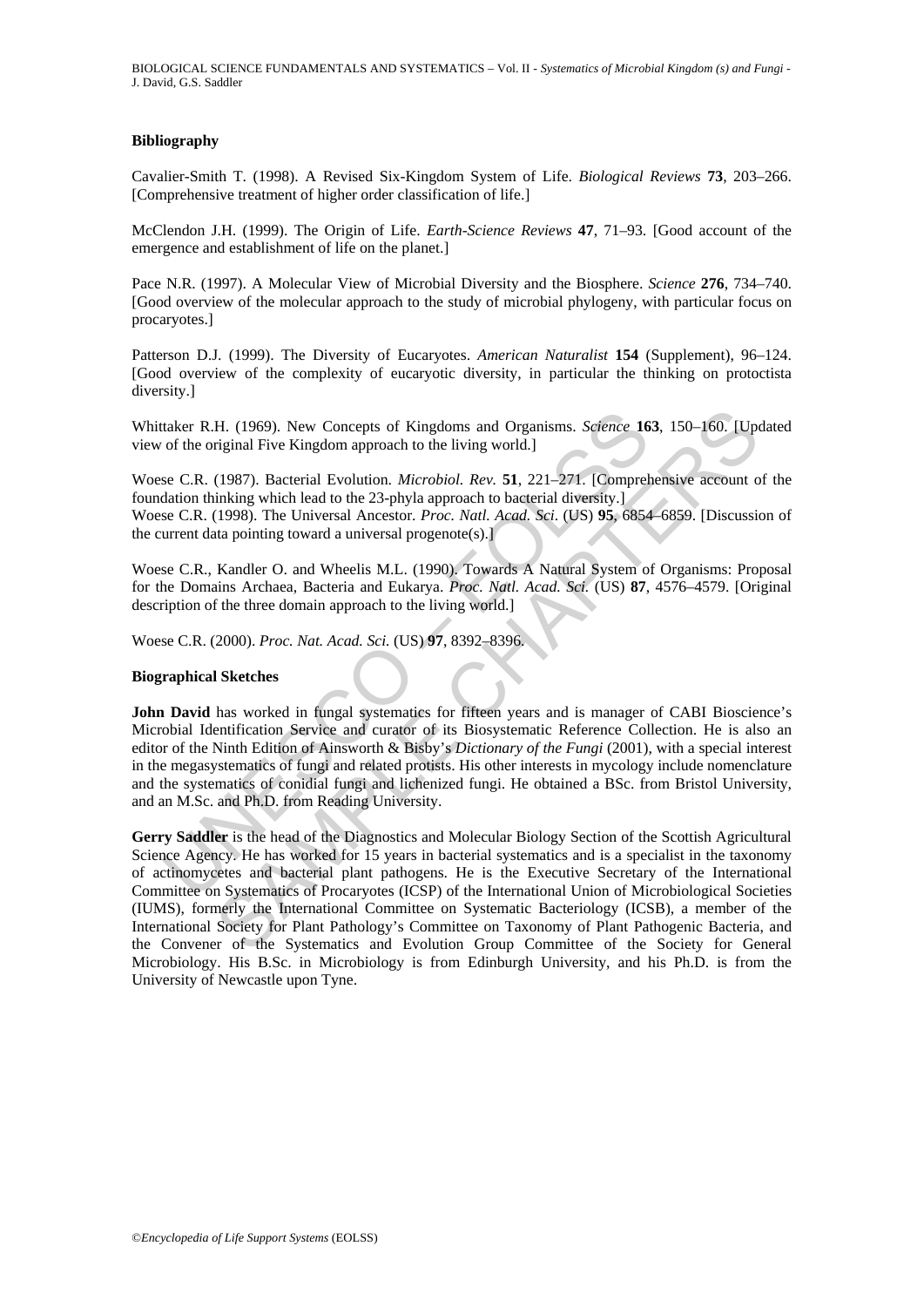### Bibliography

Cavalier-Smith T. (1998). A Revised Six-Kingdom System of Life. *Biological Reviews* **73**, 203–266. [Comprehensive treatment of higher order classification of life.]

McClendon J.H. (1999). The Origin of Life. *Earth-Science Reviews* **47**, 71–93. [Good account of the emergence and establishment of life on the planet.]

Pace N.R. (1997). A Molecular View of Microbial Diversity and the Biosphere. *Science* **276**, 734–740. [Good overview of the molecular approach to the study of microbial phylogeny, with particular focus on procaryotes.]

Patterson D.J. (1999). The Diversity of Eucaryotes. *American Naturalist* **154** (Supplement), 96–124. [Good overview of the complexity of eucaryotic diversity, in particular the thinking on protoctista diversity.]

Whittaker R.H. (1969). New Concepts of Kingdoms and Organisms. *Science* **163**, 150–160. [Updated view of the original Five Kingdom approach to the living world.]

Woese C.R. (1987). Bacterial Evolution. *Microbiol. Rev.* **51**, 221–271. [Comprehensive account of the foundation thinking which lead to the 23-phyla approach to bacterial diversity.]

Woese C.R. (1998). The Universal Ancestor. *Proc. Natl. Acad. Sci*. (US) **95**, 6854–6859. [Discussion of the current data pointing toward a universal progenote(s).]

Woese C.R., Kandler O. and Wheelis M.L. (1990). Towards A Natural System of Organisms: Proposal for the Domains Archaea, Bacteria and Eukarya. *Proc. Natl. Acad. Sci.* (US) **87**, 4576–4579. [Original description of the three domain approach to the living world.]

Woese C.R. (2000). *Proc. Nat. Acad. Sci.* (US) **97**, 8392–8396.

### Biographical Sketches

**John David** has worked in fungal systematics for fifteen years and is manager of CABI Bioscience's Microbial Identification Service and curator of its Biosystematic Reference Collection. He is also an editor of the Ninth Edition of Ainsworth & Bisby's *Dictionary of the Fungi* (2001), with a special interest in the megasystematics of fungi and related protists. His other interests in mycology include nomenclature and the systematics of conidial fungi and lichenized fungi. He obtained a BSc. from Bristol University, and an M.Sc. and Ph.D. from Reading University.

**Gerry Saddler** is the head of the Diagnostics and Molecular Biology Section of the Scottish Agricultural Science Agency. He has worked for 15 years in bacterial systematics and is a specialist in the taxonomy of actinomycetes and bacterial plant pathogens. He is the Executive Secretary of the International Committee on Systematics of Procaryotes (ICSP) of the International Union of Microbiological Societies (IUMS), formerly the International Committee on Systematic Bacteriology (ICSB), a member of the International Society for Plant Pathology's Committee on Taxonomy of Plant Pathogenic Bacteria, and the Convener of the Systematics and Evolution Group Committee of the Society for General Microbiology. His B.Sc. in Microbiology is from Edinburgh University, and his Ph.D. is from the University of Newcastle upon Tyne.